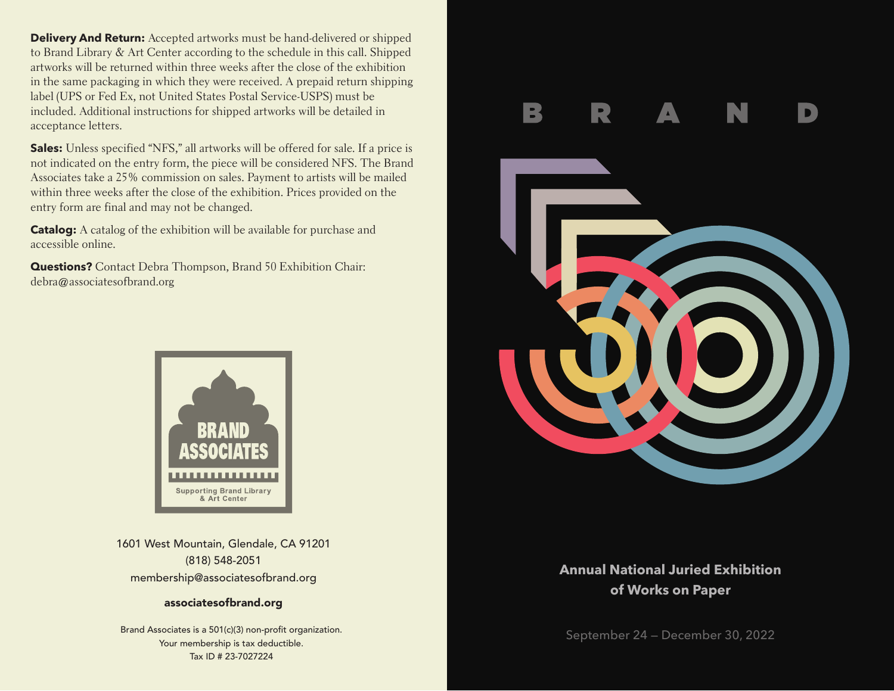**Delivery And Return:** Accepted artworks must be hand-delivered or shipped to Brand Library & Art Center according to the schedule in this call. Shipped artworks will be returned within three weeks after the close of the exhibition in the same packaging in which they were received. A prepaid return shipping label (UPS or Fed Ex, not United States Postal Service-USPS) must be included. Additional instructions for shipped artworks will be detailed in acceptance letters.

**Sales:** Unless specified "NFS," all artworks will be offered for sale. If a price is not indicated on the entry form, the piece will be considered NFS. The Brand Associates take a 25% commission on sales. Payment to artists will be mailed within three weeks after the close of the exhibition. Prices provided on the entry form are final and may not be changed.

**Catalog:** A catalog of the exhibition will be available for purchase and accessible online.

**Questions?** Contact Debra Thompson, Brand 50 Exhibition Chair: debra@associatesofbrand.org

BRAND ASSOCIATES

Supporting Brand Library & Art Center

1601 West Mountain, Glendale, CA 91201
(818) 548-2051
membership@associatesofbrand.org

**associatesofbrand.org**

Brand Associates is a 501(c)(3) non-profit organization.
Your membership is tax deductible.
Tax ID # 23-7027224

# BRAND 50

## Annual National Juried Exhibition of Works on Paper

September 24 – December 30, 2022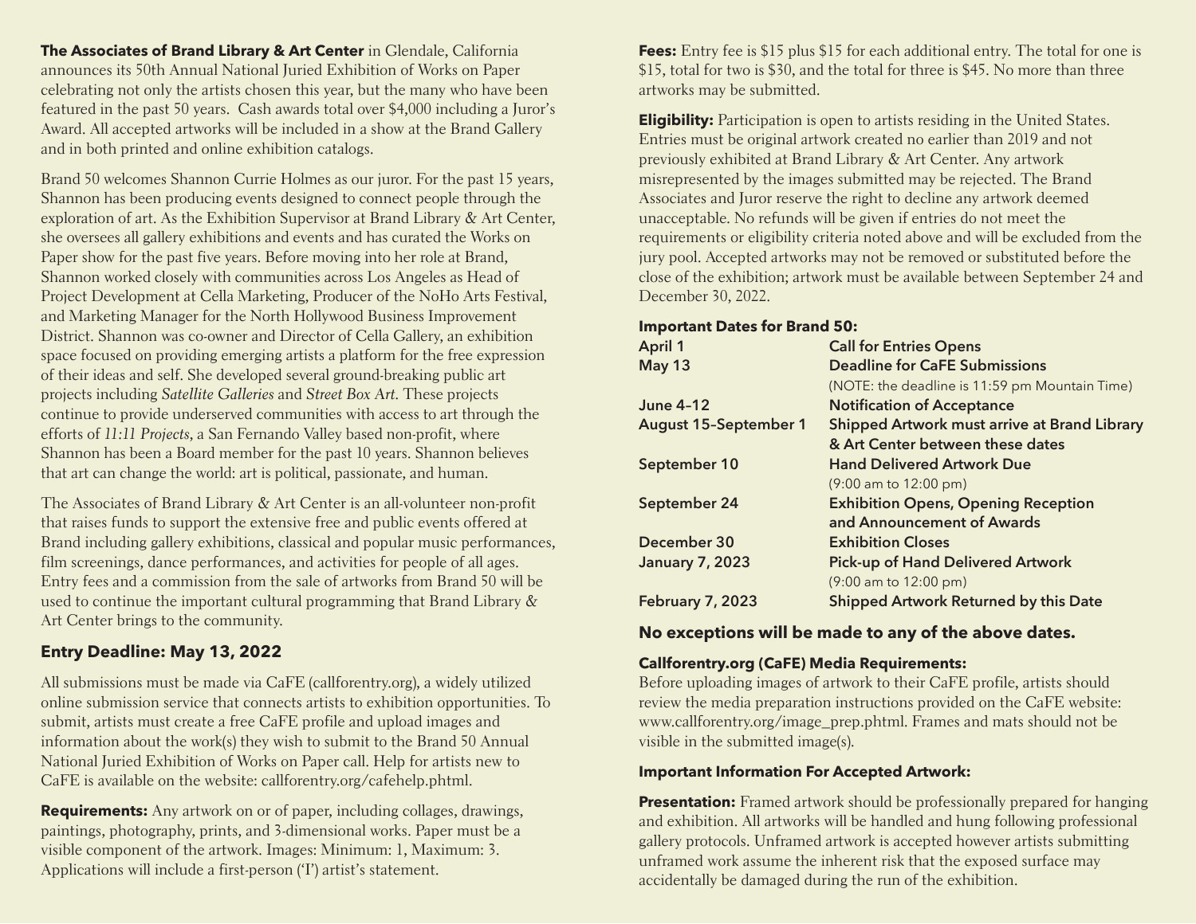**The Associates of Brand Library & Art Center** in Glendale, California announces its 50th Annual National Juried Exhibition of Works on Paper celebrating not only the artists chosen this year, but the many who have been featured in the past 50 years. Cash awards total over $4,000 including a Juror's Award. All accepted artworks will be included in a show at the Brand Gallery and in both printed and online exhibition catalogs.

Brand 50 welcomes Shannon Currie Holmes as our juror. For the past 15 years, Shannon has been producing events designed to connect people through the exploration of art. As the Exhibition Supervisor at Brand Library & Art Center, she oversees all gallery exhibitions and events and has curated the Works on Paper show for the past five years. Before moving into her role at Brand, Shannon worked closely with communities across Los Angeles as Head of Project Development at Cella Marketing, Producer of the NoHo Arts Festival, and Marketing Manager for the North Hollywood Business Improvement District. Shannon was co-owner and Director of Cella Gallery, an exhibition space focused on providing emerging artists a platform for the free expression of their ideas and self. She developed several ground-breaking public art projects including *Satellite Galleries* and *Street Box Art*. These projects continue to provide underserved communities with access to art through the efforts of *11:11 Projects*, a San Fernando Valley based non-profit, where Shannon has been a Board member for the past 10 years. Shannon believes that art can change the world: art is political, passionate, and human.

The Associates of Brand Library & Art Center is an all-volunteer non-profit that raises funds to support the extensive free and public events offered at Brand including gallery exhibitions, classical and popular music performances, film screenings, dance performances, and activities for people of all ages. Entry fees and a commission from the sale of artworks from Brand 50 will be used to continue the important cultural programming that Brand Library & Art Center brings to the community.

## Entry Deadline: May 13, 2022

All submissions must be made via CaFE (callforentry.org), a widely utilized online submission service that connects artists to exhibition opportunities. To submit, artists must create a free CaFE profile and upload images and information about the work(s) they wish to submit to the Brand 50 Annual National Juried Exhibition of Works on Paper call. Help for artists new to CaFE is available on the website: callforentry.org/cafehelp.phtml.

**Requirements:** Any artwork on or of paper, including collages, drawings, paintings, photography, prints, and 3-dimensional works. Paper must be a visible component of the artwork. Images: Minimum: 1, Maximum: 3. Applications will include a first-person ('I') artist's statement.

**Fees:** Entry fee is $15 plus $15 for each additional entry. The total for one is $15, total for two is $30, and the total for three is $45. No more than three artworks may be submitted.

**Eligibility:** Participation is open to artists residing in the United States. Entries must be original artwork created no earlier than 2019 and not previously exhibited at Brand Library & Art Center. Any artwork misrepresented by the images submitted may be rejected. The Brand Associates and Juror reserve the right to decline any artwork deemed unacceptable. No refunds will be given if entries do not meet the requirements or eligibility criteria noted above and will be excluded from the jury pool. Accepted artworks may not be removed or substituted before the close of the exhibition; artwork must be available between September 24 and December 30, 2022.

**Important Dates for Brand 50:**

| | |
|---|---|
| April 1 | Call for Entries Opens |
| May 13 | Deadline for CaFE Submissions (NOTE: the deadline is 11:59 pm Mountain Time) |
| June 4–12 | Notification of Acceptance |
| August 15–September 1 | Shipped Artwork must arrive at Brand Library & Art Center between these dates |
| September 10 | Hand Delivered Artwork Due (9:00 am to 12:00 pm) |
| September 24 | Exhibition Opens, Opening Reception and Announcement of Awards |
| December 30 | Exhibition Closes |
| January 7, 2023 | Pick-up of Hand Delivered Artwork (9:00 am to 12:00 pm) |
| February 7, 2023 | Shipped Artwork Returned by this Date |

**No exceptions will be made to any of the above dates.**

**Callforentry.org (CaFE) Media Requirements:**
Before uploading images of artwork to their CaFE profile, artists should review the media preparation instructions provided on the CaFE website: www.callforentry.org/image_prep.phtml. Frames and mats should not be visible in the submitted image(s).

**Important Information For Accepted Artwork:**

**Presentation:** Framed artwork should be professionally prepared for hanging and exhibition. All artworks will be handled and hung following professional gallery protocols. Unframed artwork is accepted however artists submitting unframed work assume the inherent risk that the exposed surface may accidentally be damaged during the run of the exhibition.